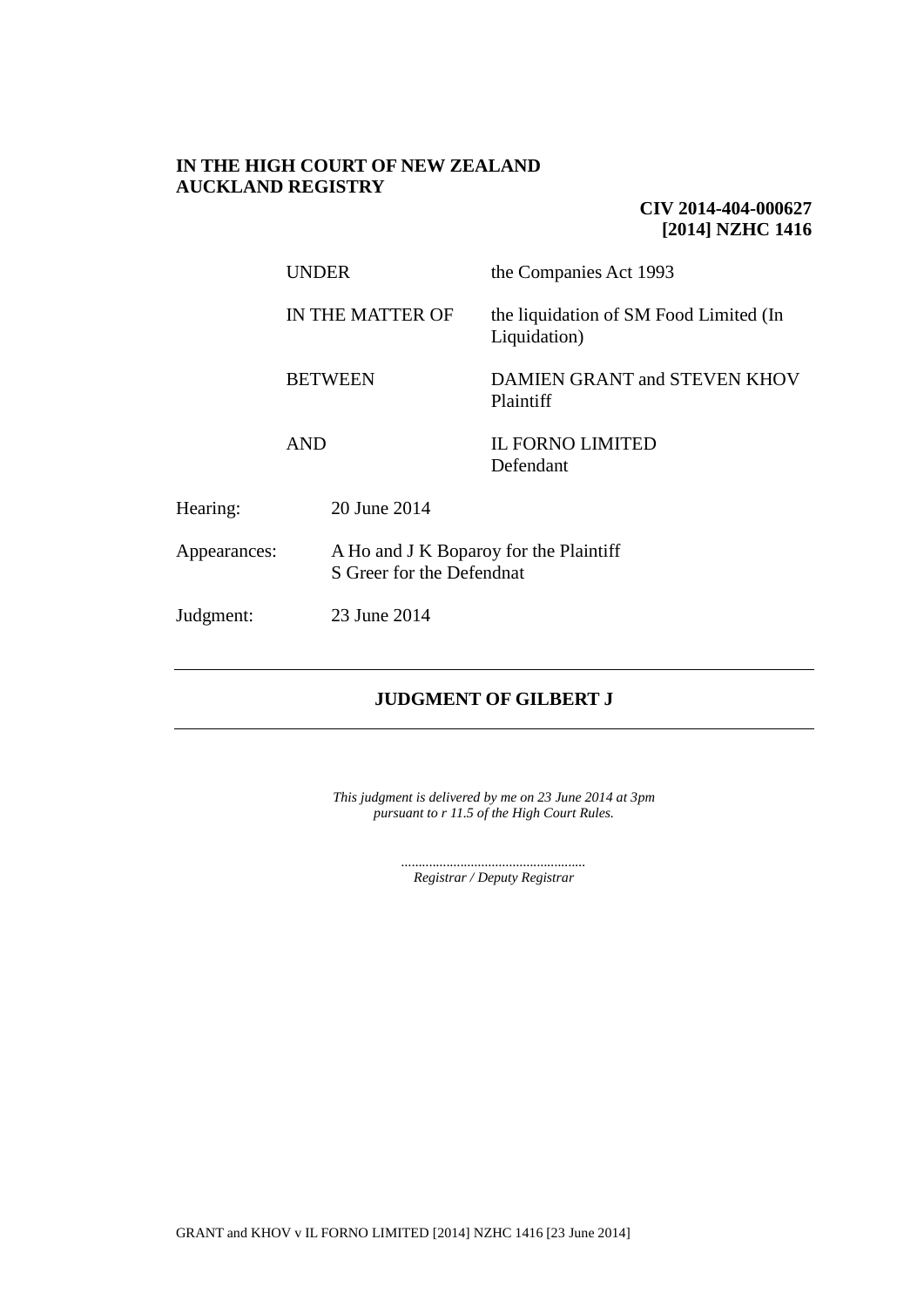**IN THE HIGH COURT OF NEW ZEALAND**
**AUCKLAND REGISTRY**

**CIV 2014-404-000627**
**[2014] NZHC 1416**

| | |
|---|---|
| UNDER | the Companies Act 1993 |
| IN THE MATTER OF | the liquidation of SM Food Limited (In Liquidation) |
| BETWEEN | DAMIEN GRANT and STEVEN KHOV<br>Plaintiff |
| AND | IL FORNO LIMITED<br>Defendant |

| | |
|---|---|
| Hearing: | 20 June 2014 |
| Appearances: | A Ho and J K Boparoy for the Plaintiff<br>S Greer for the Defendnat |
| Judgment: | 23 June 2014 |

---

## JUDGMENT OF GILBERT J

---

*This judgment is delivered by me on 23 June 2014 at 3pm*
*pursuant to r 11.5 of the High Court Rules.*

....................................................
*Registrar / Deputy Registrar*

GRANT and KHOV v IL FORNO LIMITED [2014] NZHC 1416 [23 June 2014]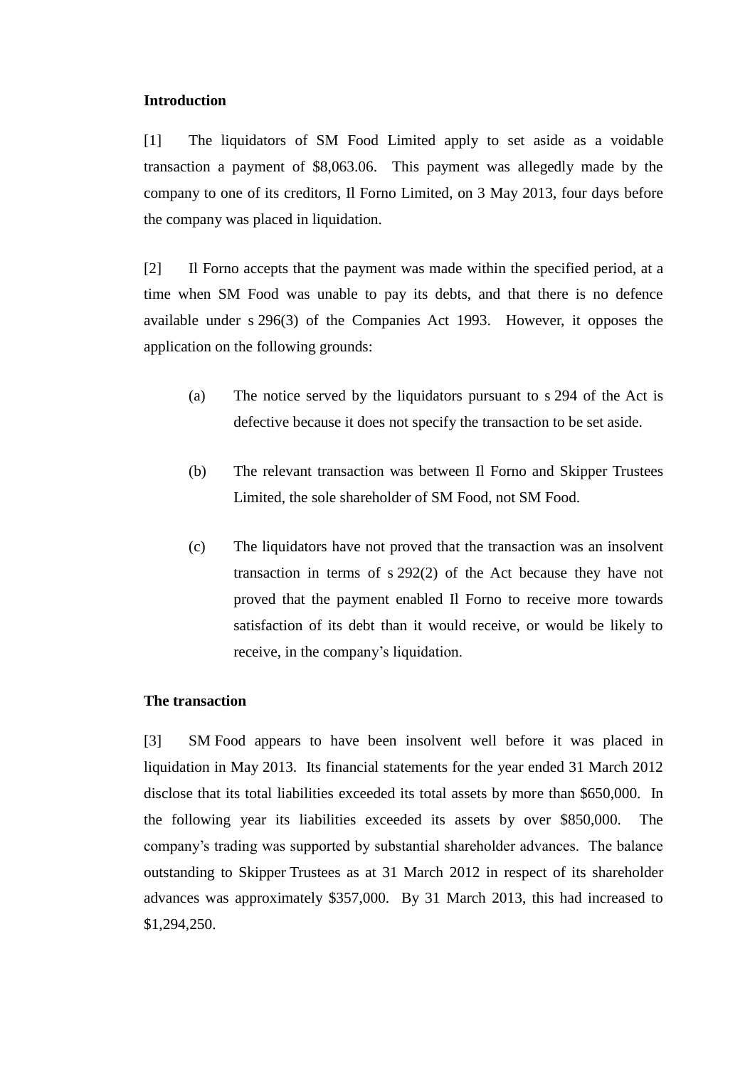## Introduction

[1] The liquidators of SM Food Limited apply to set aside as a voidable transaction a payment of $8,063.06. This payment was allegedly made by the company to one of its creditors, Il Forno Limited, on 3 May 2013, four days before the company was placed in liquidation.

[2] Il Forno accepts that the payment was made within the specified period, at a time when SM Food was unable to pay its debts, and that there is no defence available under s 296(3) of the Companies Act 1993. However, it opposes the application on the following grounds:

(a) The notice served by the liquidators pursuant to s 294 of the Act is defective because it does not specify the transaction to be set aside.

(b) The relevant transaction was between Il Forno and Skipper Trustees Limited, the sole shareholder of SM Food, not SM Food.

(c) The liquidators have not proved that the transaction was an insolvent transaction in terms of s 292(2) of the Act because they have not proved that the payment enabled Il Forno to receive more towards satisfaction of its debt than it would receive, or would be likely to receive, in the company's liquidation.

## The transaction

[3] SM Food appears to have been insolvent well before it was placed in liquidation in May 2013. Its financial statements for the year ended 31 March 2012 disclose that its total liabilities exceeded its total assets by more than $650,000. In the following year its liabilities exceeded its assets by over $850,000. The company's trading was supported by substantial shareholder advances. The balance outstanding to Skipper Trustees as at 31 March 2012 in respect of its shareholder advances was approximately $357,000. By 31 March 2013, this had increased to $1,294,250.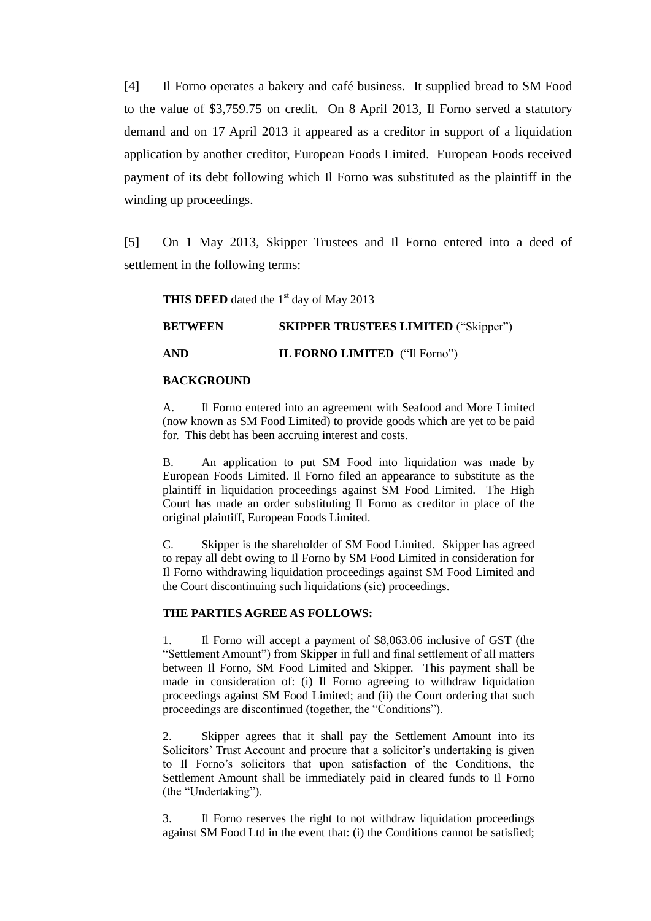[4] Il Forno operates a bakery and café business. It supplied bread to SM Food to the value of $3,759.75 on credit. On 8 April 2013, Il Forno served a statutory demand and on 17 April 2013 it appeared as a creditor in support of a liquidation application by another creditor, European Foods Limited. European Foods received payment of its debt following which Il Forno was substituted as the plaintiff in the winding up proceedings.

[5] On 1 May 2013, Skipper Trustees and Il Forno entered into a deed of settlement in the following terms:

> **THIS DEED** dated the 1st day of May 2013
>
> **BETWEEN** **SKIPPER TRUSTEES LIMITED** ("Skipper")
>
> **AND** **IL FORNO LIMITED** ("Il Forno")
>
> **BACKGROUND**
>
> A. Il Forno entered into an agreement with Seafood and More Limited (now known as SM Food Limited) to provide goods which are yet to be paid for. This debt has been accruing interest and costs.
>
> B. An application to put SM Food into liquidation was made by European Foods Limited. Il Forno filed an appearance to substitute as the plaintiff in liquidation proceedings against SM Food Limited. The High Court has made an order substituting Il Forno as creditor in place of the original plaintiff, European Foods Limited.
>
> C. Skipper is the shareholder of SM Food Limited. Skipper has agreed to repay all debt owing to Il Forno by SM Food Limited in consideration for Il Forno withdrawing liquidation proceedings against SM Food Limited and the Court discontinuing such liquidations (sic) proceedings.
>
> **THE PARTIES AGREE AS FOLLOWS:**
>
> 1. Il Forno will accept a payment of $8,063.06 inclusive of GST (the "Settlement Amount") from Skipper in full and final settlement of all matters between Il Forno, SM Food Limited and Skipper. This payment shall be made in consideration of: (i) Il Forno agreeing to withdraw liquidation proceedings against SM Food Limited; and (ii) the Court ordering that such proceedings are discontinued (together, the "Conditions").
>
> 2. Skipper agrees that it shall pay the Settlement Amount into its Solicitors' Trust Account and procure that a solicitor's undertaking is given to Il Forno's solicitors that upon satisfaction of the Conditions, the Settlement Amount shall be immediately paid in cleared funds to Il Forno (the "Undertaking").
>
> 3. Il Forno reserves the right to not withdraw liquidation proceedings against SM Food Ltd in the event that: (i) the Conditions cannot be satisfied;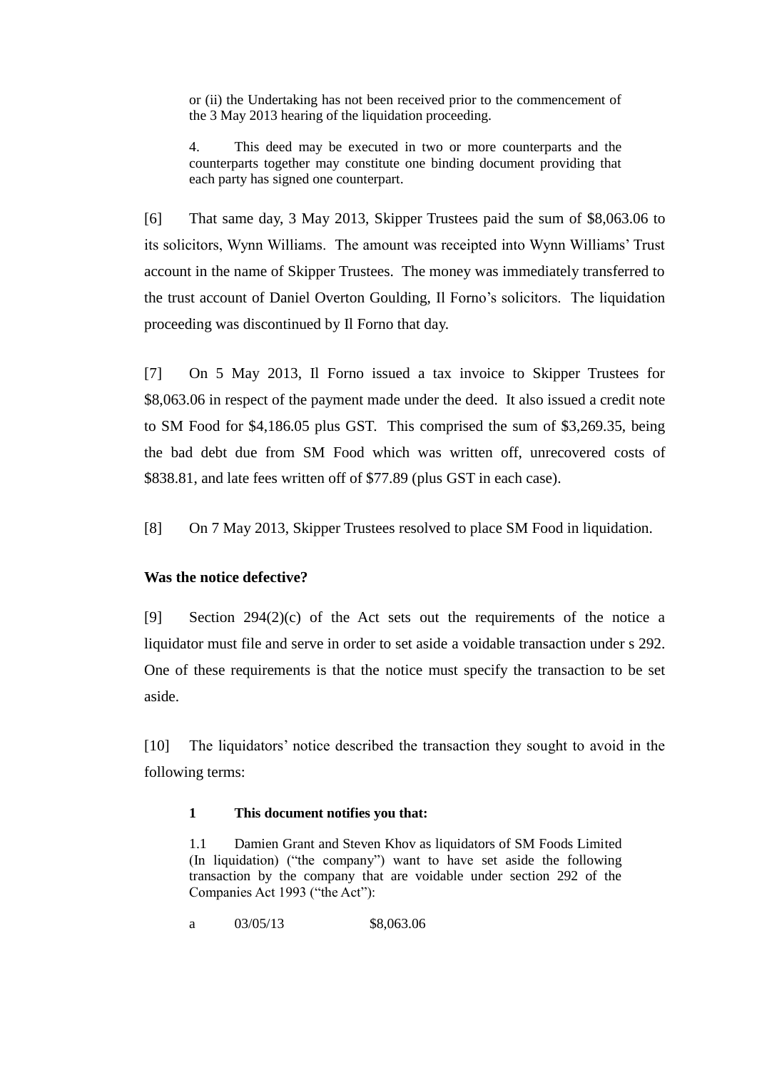> or (ii) the Undertaking has not been received prior to the commencement of the 3 May 2013 hearing of the liquidation proceeding.
>
> 4. This deed may be executed in two or more counterparts and the counterparts together may constitute one binding document providing that each party has signed one counterpart.

[6] That same day, 3 May 2013, Skipper Trustees paid the sum of $8,063.06 to its solicitors, Wynn Williams. The amount was receipted into Wynn Williams' Trust account in the name of Skipper Trustees. The money was immediately transferred to the trust account of Daniel Overton Goulding, Il Forno's solicitors. The liquidation proceeding was discontinued by Il Forno that day.

[7] On 5 May 2013, Il Forno issued a tax invoice to Skipper Trustees for $8,063.06 in respect of the payment made under the deed. It also issued a credit note to SM Food for $4,186.05 plus GST. This comprised the sum of $3,269.35, being the bad debt due from SM Food which was written off, unrecovered costs of $838.81, and late fees written off of $77.89 (plus GST in each case).

[8] On 7 May 2013, Skipper Trustees resolved to place SM Food in liquidation.

## Was the notice defective?

[9] Section 294(2)(c) of the Act sets out the requirements of the notice a liquidator must file and serve in order to set aside a voidable transaction under s 292. One of these requirements is that the notice must specify the transaction to be set aside.

[10] The liquidators' notice described the transaction they sought to avoid in the following terms:

> **1 This document notifies you that:**
>
> 1.1 Damien Grant and Steven Khov as liquidators of SM Foods Limited (In liquidation) ("the company") want to have set aside the following transaction by the company that are voidable under section 292 of the Companies Act 1993 ("the Act"):
>
> a 03/05/13 $8,063.06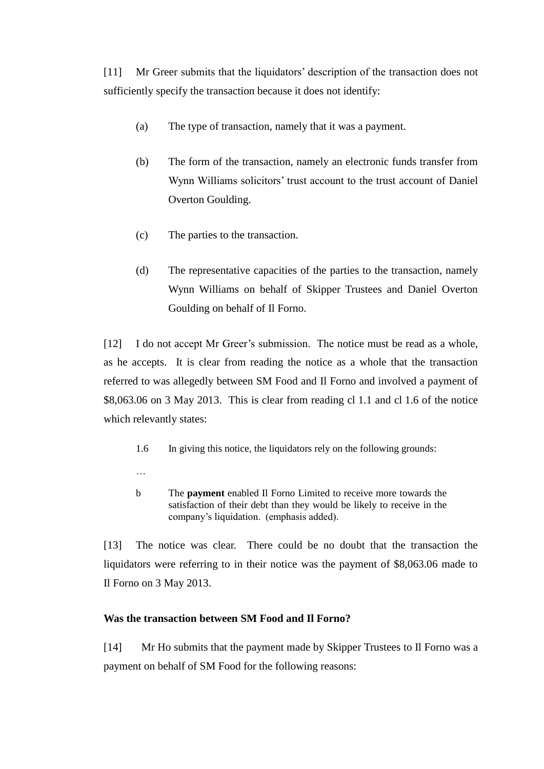[11] Mr Greer submits that the liquidators' description of the transaction does not sufficiently specify the transaction because it does not identify:

> (a) The type of transaction, namely that it was a payment.
>
> (b) The form of the transaction, namely an electronic funds transfer from Wynn Williams solicitors' trust account to the trust account of Daniel Overton Goulding.
>
> (c) The parties to the transaction.
>
> (d) The representative capacities of the parties to the transaction, namely Wynn Williams on behalf of Skipper Trustees and Daniel Overton Goulding on behalf of Il Forno.

[12] I do not accept Mr Greer's submission. The notice must be read as a whole, as he accepts. It is clear from reading the notice as a whole that the transaction referred to was allegedly between SM Food and Il Forno and involved a payment of $8,063.06 on 3 May 2013. This is clear from reading cl 1.1 and cl 1.6 of the notice which relevantly states:

> 1.6 In giving this notice, the liquidators rely on the following grounds:
>
> …
>
> b The **payment** enabled Il Forno Limited to receive more towards the satisfaction of their debt than they would be likely to receive in the company's liquidation. (emphasis added).

[13] The notice was clear. There could be no doubt that the transaction the liquidators were referring to in their notice was the payment of $8,063.06 made to Il Forno on 3 May 2013.

**Was the transaction between SM Food and Il Forno?**

[14] Mr Ho submits that the payment made by Skipper Trustees to Il Forno was a payment on behalf of SM Food for the following reasons: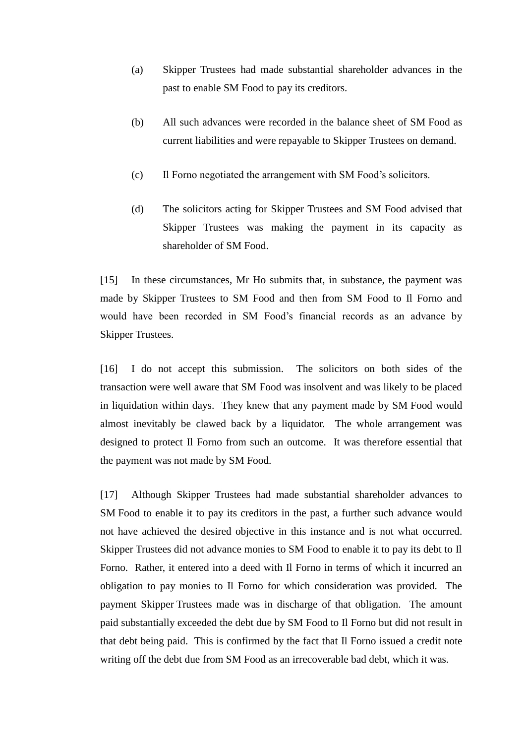(a) Skipper Trustees had made substantial shareholder advances in the past to enable SM Food to pay its creditors.

(b) All such advances were recorded in the balance sheet of SM Food as current liabilities and were repayable to Skipper Trustees on demand.

(c) Il Forno negotiated the arrangement with SM Food's solicitors.

(d) The solicitors acting for Skipper Trustees and SM Food advised that Skipper Trustees was making the payment in its capacity as shareholder of SM Food.

[15] In these circumstances, Mr Ho submits that, in substance, the payment was made by Skipper Trustees to SM Food and then from SM Food to Il Forno and would have been recorded in SM Food's financial records as an advance by Skipper Trustees.

[16] I do not accept this submission. The solicitors on both sides of the transaction were well aware that SM Food was insolvent and was likely to be placed in liquidation within days. They knew that any payment made by SM Food would almost inevitably be clawed back by a liquidator. The whole arrangement was designed to protect Il Forno from such an outcome. It was therefore essential that the payment was not made by SM Food.

[17] Although Skipper Trustees had made substantial shareholder advances to SM Food to enable it to pay its creditors in the past, a further such advance would not have achieved the desired objective in this instance and is not what occurred. Skipper Trustees did not advance monies to SM Food to enable it to pay its debt to Il Forno. Rather, it entered into a deed with Il Forno in terms of which it incurred an obligation to pay monies to Il Forno for which consideration was provided. The payment Skipper Trustees made was in discharge of that obligation. The amount paid substantially exceeded the debt due by SM Food to Il Forno but did not result in that debt being paid. This is confirmed by the fact that Il Forno issued a credit note writing off the debt due from SM Food as an irrecoverable bad debt, which it was.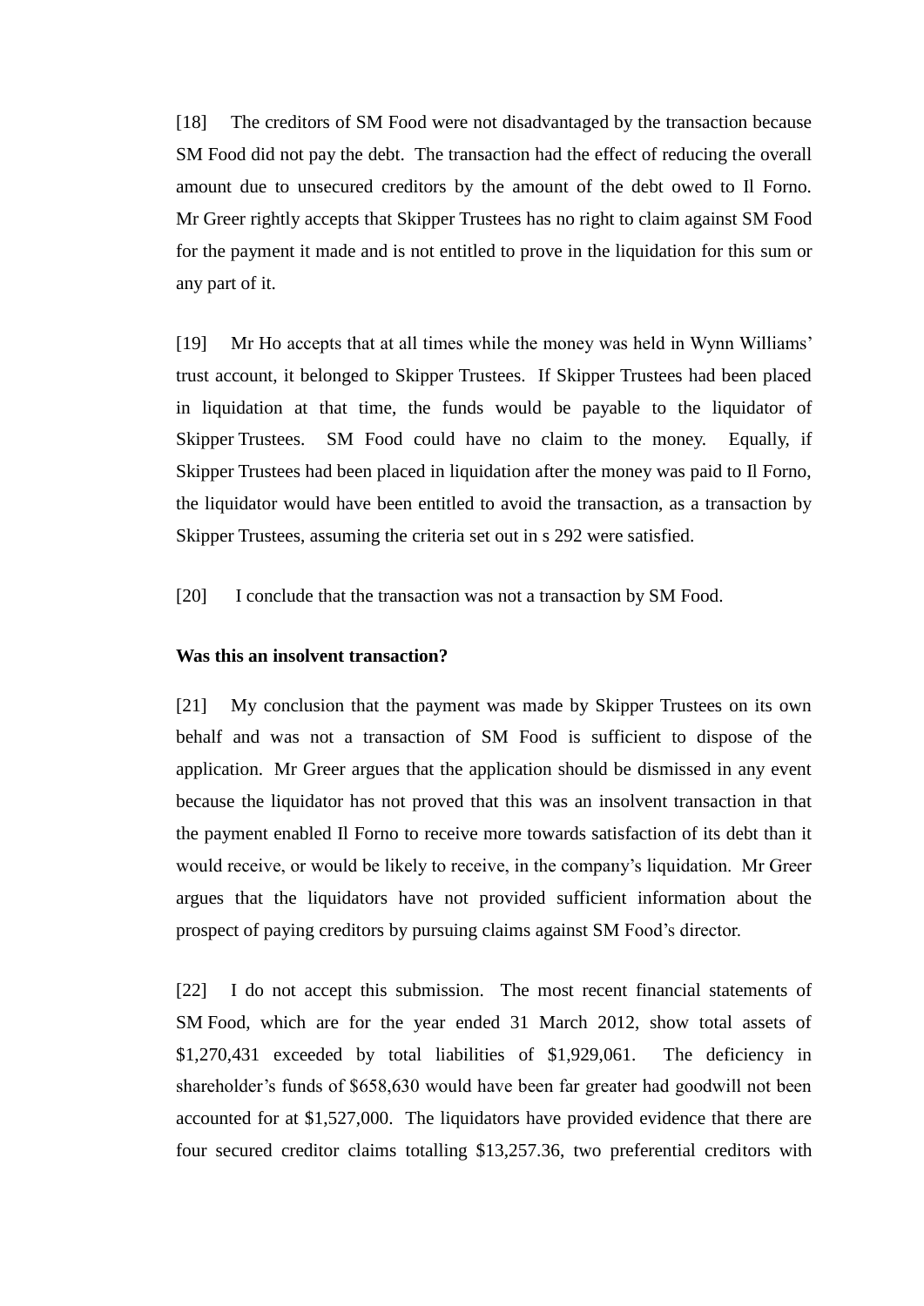[18] The creditors of SM Food were not disadvantaged by the transaction because SM Food did not pay the debt. The transaction had the effect of reducing the overall amount due to unsecured creditors by the amount of the debt owed to Il Forno. Mr Greer rightly accepts that Skipper Trustees has no right to claim against SM Food for the payment it made and is not entitled to prove in the liquidation for this sum or any part of it.

[19] Mr Ho accepts that at all times while the money was held in Wynn Williams' trust account, it belonged to Skipper Trustees. If Skipper Trustees had been placed in liquidation at that time, the funds would be payable to the liquidator of Skipper Trustees. SM Food could have no claim to the money. Equally, if Skipper Trustees had been placed in liquidation after the money was paid to Il Forno, the liquidator would have been entitled to avoid the transaction, as a transaction by Skipper Trustees, assuming the criteria set out in s 292 were satisfied.

[20] I conclude that the transaction was not a transaction by SM Food.

**Was this an insolvent transaction?**

[21] My conclusion that the payment was made by Skipper Trustees on its own behalf and was not a transaction of SM Food is sufficient to dispose of the application. Mr Greer argues that the application should be dismissed in any event because the liquidator has not proved that this was an insolvent transaction in that the payment enabled Il Forno to receive more towards satisfaction of its debt than it would receive, or would be likely to receive, in the company's liquidation. Mr Greer argues that the liquidators have not provided sufficient information about the prospect of paying creditors by pursuing claims against SM Food's director.

[22] I do not accept this submission. The most recent financial statements of SM Food, which are for the year ended 31 March 2012, show total assets of $1,270,431 exceeded by total liabilities of $1,929,061. The deficiency in shareholder's funds of $658,630 would have been far greater had goodwill not been accounted for at $1,527,000. The liquidators have provided evidence that there are four secured creditor claims totalling $13,257.36, two preferential creditors with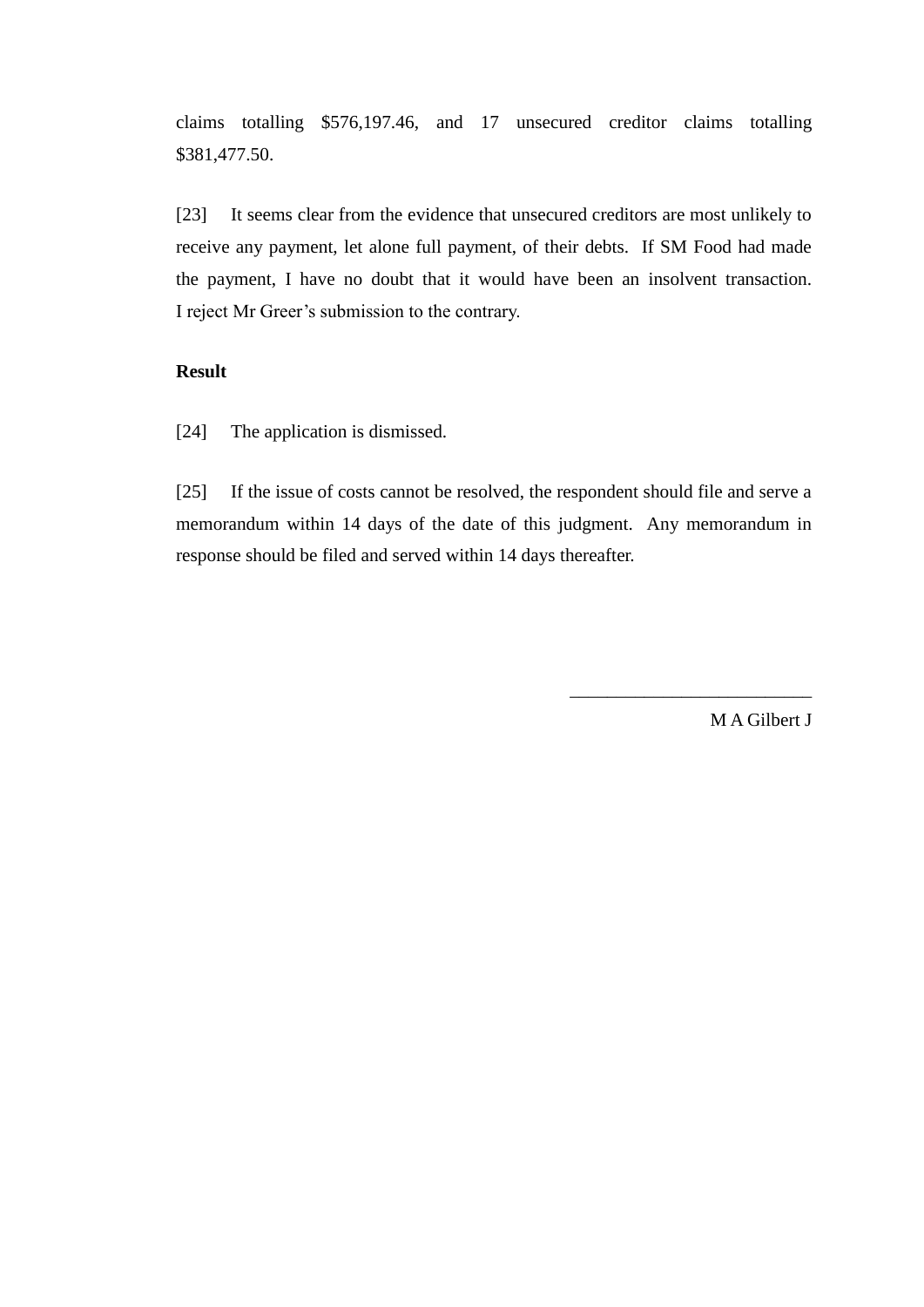claims totalling $576,197.46, and 17 unsecured creditor claims totalling $381,477.50.

[23] It seems clear from the evidence that unsecured creditors are most unlikely to receive any payment, let alone full payment, of their debts. If SM Food had made the payment, I have no doubt that it would have been an insolvent transaction. I reject Mr Greer's submission to the contrary.

**Result**

[24] The application is dismissed.

[25] If the issue of costs cannot be resolved, the respondent should file and serve a memorandum within 14 days of the date of this judgment. Any memorandum in response should be filed and served within 14 days thereafter.

\_\_\_\_\_\_\_\_\_\_\_\_\_\_\_\_\_\_\_\_\_\_\_\_\_\_

M A Gilbert J